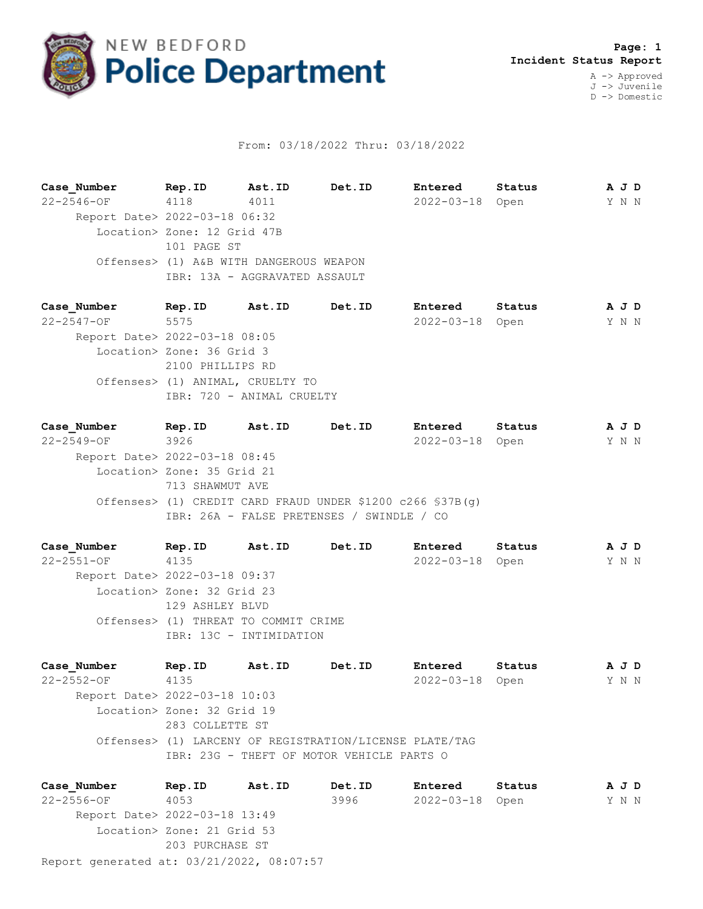# NEW BEDFORD Police Department

**Page: 1**
**Incident Status Report**

A -> Approved
J -> Juvenile
D -> Domestic

From: 03/18/2022 Thru: 03/18/2022

| Case_Number | Rep.ID | Ast.ID | Det.ID | Entered | Status | A J D |
|---|---|---|---|---|---|---|
| 22-2546-OF | 4118 | 4011 | | 2022-03-18 | Open | Y N N |

Report Date> 2022-03-18 06:32
Location> Zone: 12 Grid 47B
101 PAGE ST
Offenses> (1) A&B WITH DANGEROUS WEAPON
IBR: 13A - AGGRAVATED ASSAULT

| Case_Number | Rep.ID | Ast.ID | Det.ID | Entered | Status | A J D |
|---|---|---|---|---|---|---|
| 22-2547-OF | 5575 | | | 2022-03-18 | Open | Y N N |

Report Date> 2022-03-18 08:05
Location> Zone: 36 Grid 3
2100 PHILLIPS RD
Offenses> (1) ANIMAL, CRUELTY TO
IBR: 720 - ANIMAL CRUELTY

| Case_Number | Rep.ID | Ast.ID | Det.ID | Entered | Status | A J D |
|---|---|---|---|---|---|---|
| 22-2549-OF | 3926 | | | 2022-03-18 | Open | Y N N |

Report Date> 2022-03-18 08:45
Location> Zone: 35 Grid 21
713 SHAWMUT AVE
Offenses> (1) CREDIT CARD FRAUD UNDER $1200 c266 §37B(g)
IBR: 26A - FALSE PRETENSES / SWINDLE / CO

| Case_Number | Rep.ID | Ast.ID | Det.ID | Entered | Status | A J D |
|---|---|---|---|---|---|---|
| 22-2551-OF | 4135 | | | 2022-03-18 | Open | Y N N |

Report Date> 2022-03-18 09:37
Location> Zone: 32 Grid 23
129 ASHLEY BLVD
Offenses> (1) THREAT TO COMMIT CRIME
IBR: 13C - INTIMIDATION

| Case_Number | Rep.ID | Ast.ID | Det.ID | Entered | Status | A J D |
|---|---|---|---|---|---|---|
| 22-2552-OF | 4135 | | | 2022-03-18 | Open | Y N N |

Report Date> 2022-03-18 10:03
Location> Zone: 32 Grid 19
283 COLLETTE ST
Offenses> (1) LARCENY OF REGISTRATION/LICENSE PLATE/TAG
IBR: 23G - THEFT OF MOTOR VEHICLE PARTS O

| Case_Number | Rep.ID | Ast.ID | Det.ID | Entered | Status | A J D |
|---|---|---|---|---|---|---|
| 22-2556-OF | 4053 | | 3996 | 2022-03-18 | Open | Y N N |

Report Date> 2022-03-18 13:49
Location> Zone: 21 Grid 53
203 PURCHASE ST

Report generated at: 03/21/2022, 08:07:57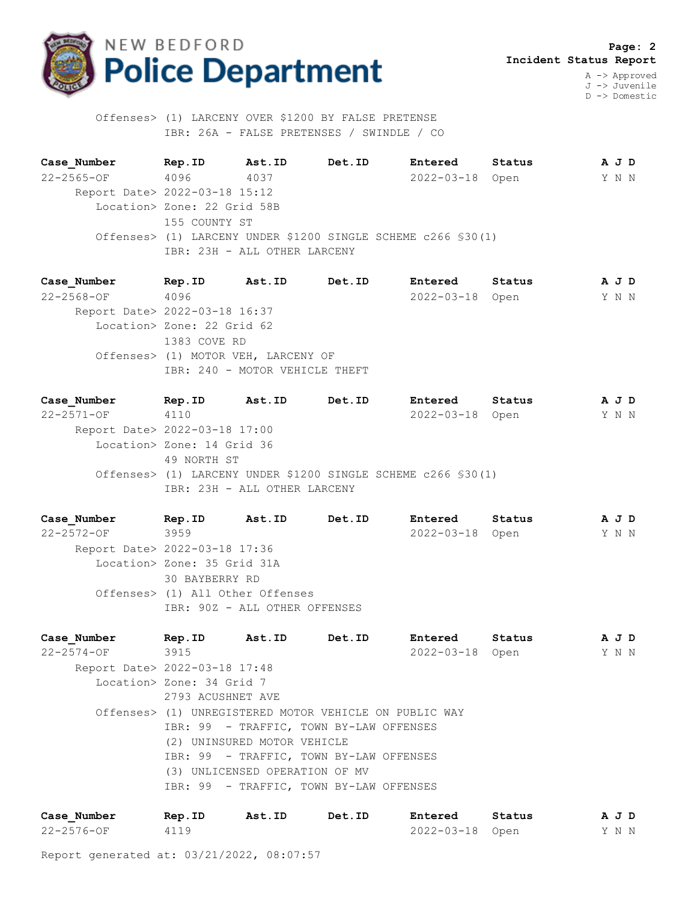**Incident Status Report**

A -> Approved
J -> Juvenile
D -> Domestic

Offenses> (1) LARCENY OVER $1200 BY FALSE PRETENSE
IBR: 26A - FALSE PRETENSES / SWINDLE / CO

| Case_Number | Rep.ID | Ast.ID | Det.ID | Entered | Status | A | J | D |
|---|---|---|---|---|---|---|---|---|
| 22-2565-OF | 4096 | 4037 | | 2022-03-18 | Open | Y | N | N |

Report Date> 2022-03-18 15:12
Location> Zone: 22 Grid 58B
155 COUNTY ST
Offenses> (1) LARCENY UNDER $1200 SINGLE SCHEME c266 §30(1)
IBR: 23H - ALL OTHER LARCENY

| Case_Number | Rep.ID | Ast.ID | Det.ID | Entered | Status | A | J | D |
|---|---|---|---|---|---|---|---|---|
| 22-2568-OF | 4096 | | | 2022-03-18 | Open | Y | N | N |

Report Date> 2022-03-18 16:37
Location> Zone: 22 Grid 62
1383 COVE RD
Offenses> (1) MOTOR VEH, LARCENY OF
IBR: 240 - MOTOR VEHICLE THEFT

| Case_Number | Rep.ID | Ast.ID | Det.ID | Entered | Status | A | J | D |
|---|---|---|---|---|---|---|---|---|
| 22-2571-OF | 4110 | | | 2022-03-18 | Open | Y | N | N |

Report Date> 2022-03-18 17:00
Location> Zone: 14 Grid 36
49 NORTH ST
Offenses> (1) LARCENY UNDER $1200 SINGLE SCHEME c266 §30(1)
IBR: 23H - ALL OTHER LARCENY

| Case_Number | Rep.ID | Ast.ID | Det.ID | Entered | Status | A | J | D |
|---|---|---|---|---|---|---|---|---|
| 22-2572-OF | 3959 | | | 2022-03-18 | Open | Y | N | N |

Report Date> 2022-03-18 17:36
Location> Zone: 35 Grid 31A
30 BAYBERRY RD
Offenses> (1) All Other Offenses
IBR: 90Z - ALL OTHER OFFENSES

| Case_Number | Rep.ID | Ast.ID | Det.ID | Entered | Status | A | J | D |
|---|---|---|---|---|---|---|---|---|
| 22-2574-OF | 3915 | | | 2022-03-18 | Open | Y | N | N |

Report Date> 2022-03-18 17:48
Location> Zone: 34 Grid 7
2793 ACUSHNET AVE
Offenses> (1) UNREGISTERED MOTOR VEHICLE ON PUBLIC WAY
IBR: 99 - TRAFFIC, TOWN BY-LAW OFFENSES
(2) UNINSURED MOTOR VEHICLE
IBR: 99 - TRAFFIC, TOWN BY-LAW OFFENSES
(3) UNLICENSED OPERATION OF MV
IBR: 99 - TRAFFIC, TOWN BY-LAW OFFENSES

| Case_Number | Rep.ID | Ast.ID | Det.ID | Entered | Status | A | J | D |
|---|---|---|---|---|---|---|---|---|
| 22-2576-OF | 4119 | | | 2022-03-18 | Open | Y | N | N |

Report generated at: 03/21/2022, 08:07:57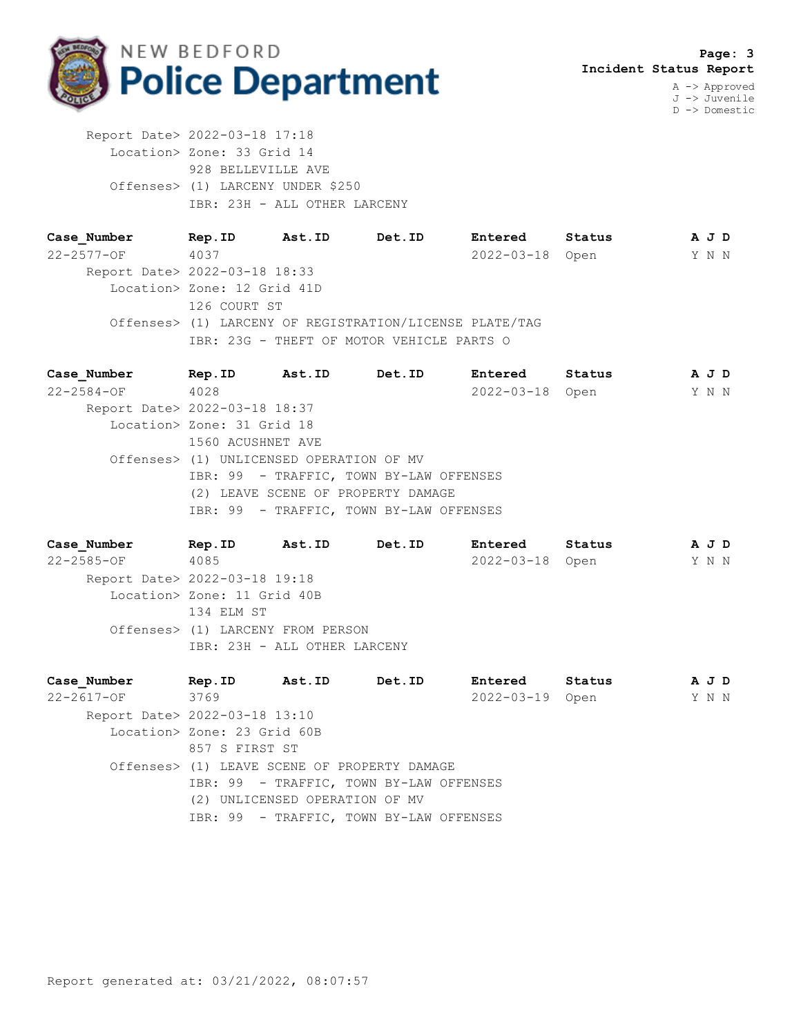**NEW BEDFORD Police Department**

**Page: 3**
**Incident Status Report**
A -> Approved
J -> Juvenile
D -> Domestic

Report Date> 2022-03-18 17:18
Location> Zone: 33 Grid 14
928 BELLEVILLE AVE
Offenses> (1) LARCENY UNDER $250
IBR: 23H - ALL OTHER LARCENY

| Case_Number | Rep.ID | Ast.ID | Det.ID | Entered | Status | A | J | D |
|---|---|---|---|---|---|---|---|---|
| 22-2577-OF | 4037 | | | 2022-03-18 | Open | Y | N | N |

Report Date> 2022-03-18 18:33
Location> Zone: 12 Grid 41D
126 COURT ST
Offenses> (1) LARCENY OF REGISTRATION/LICENSE PLATE/TAG
IBR: 23G - THEFT OF MOTOR VEHICLE PARTS O

| Case_Number | Rep.ID | Ast.ID | Det.ID | Entered | Status | A | J | D |
|---|---|---|---|---|---|---|---|---|
| 22-2584-OF | 4028 | | | 2022-03-18 | Open | Y | N | N |

Report Date> 2022-03-18 18:37
Location> Zone: 31 Grid 18
1560 ACUSHNET AVE
Offenses> (1) UNLICENSED OPERATION OF MV
IBR: 99 - TRAFFIC, TOWN BY-LAW OFFENSES
(2) LEAVE SCENE OF PROPERTY DAMAGE
IBR: 99 - TRAFFIC, TOWN BY-LAW OFFENSES

| Case_Number | Rep.ID | Ast.ID | Det.ID | Entered | Status | A | J | D |
|---|---|---|---|---|---|---|---|---|
| 22-2585-OF | 4085 | | | 2022-03-18 | Open | Y | N | N |

Report Date> 2022-03-18 19:18
Location> Zone: 11 Grid 40B
134 ELM ST
Offenses> (1) LARCENY FROM PERSON
IBR: 23H - ALL OTHER LARCENY

| Case_Number | Rep.ID | Ast.ID | Det.ID | Entered | Status | A | J | D |
|---|---|---|---|---|---|---|---|---|
| 22-2617-OF | 3769 | | | 2022-03-19 | Open | Y | N | N |

Report Date> 2022-03-18 13:10
Location> Zone: 23 Grid 60B
857 S FIRST ST
Offenses> (1) LEAVE SCENE OF PROPERTY DAMAGE
IBR: 99 - TRAFFIC, TOWN BY-LAW OFFENSES
(2) UNLICENSED OPERATION OF MV
IBR: 99 - TRAFFIC, TOWN BY-LAW OFFENSES

Report generated at: 03/21/2022, 08:07:57